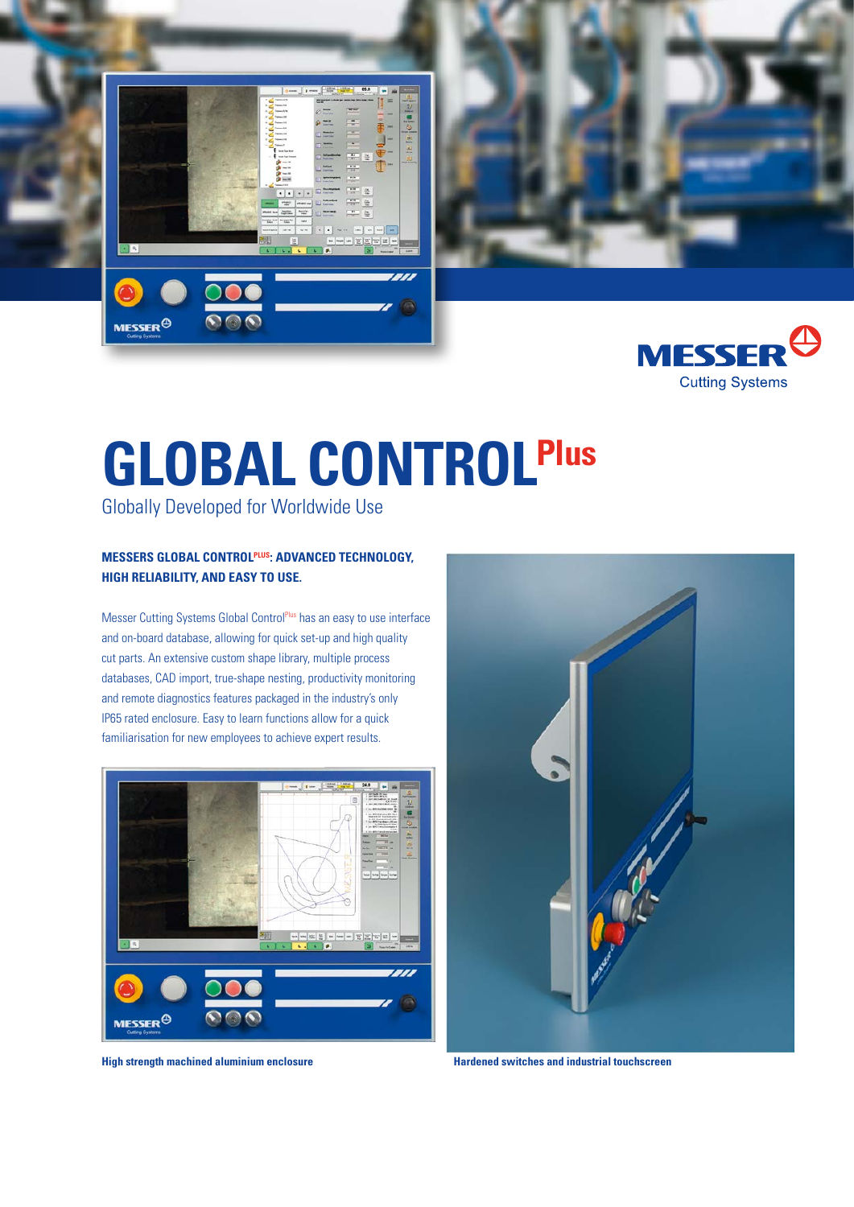MESSER
Cutting Systems

# GLOBAL CONTROL[Plus]

Globally Developed for Worldwide Use

**MESSERS GLOBAL CONTROL[PLUS]: ADVANCED TECHNOLOGY, HIGH RELIABILITY, AND EASY TO USE.**

Messer Cutting Systems Global Control[Plus] has an easy to use interface and on-board database, allowing for quick set-up and high quality cut parts. An extensive custom shape library, multiple process databases, CAD import, true-shape nesting, productivity monitoring and remote diagnostics features packaged in the industry's only IP65 rated enclosure. Easy to learn functions allow for a quick familiarisation for new employees to achieve expert results.

**High strength machined aluminium enclosure**

**Hardened switches and industrial touchscreen**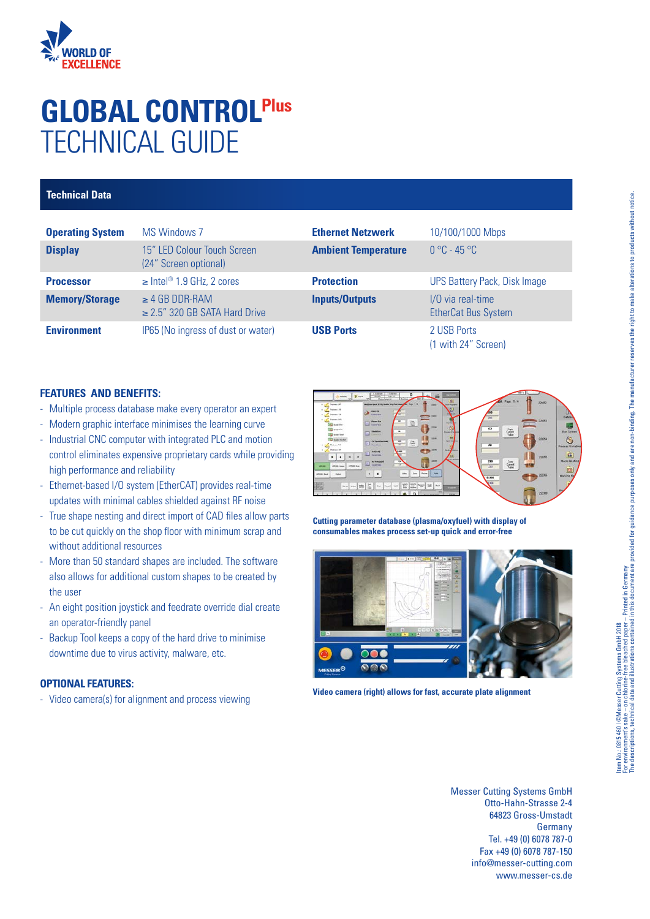WORLD OF EXCELLENCE

# GLOBAL CONTROL Plus
# TECHNICAL GUIDE

## Technical Data

| | | | |
|---|---|---|---|
| **Operating System** | MS Windows 7 | **Ethernet Netzwerk** | 10/100/1000 Mbps |
| **Display** | 15" LED Colour Touch Screen (24" Screen optional) | **Ambient Temperature** | 0 °C - 45 °C |
| **Processor** | ≥ Intel® 1.9 GHz, 2 cores | **Protection** | UPS Battery Pack, Disk Image |
| **Memory/Storage** | ≥ 4 GB DDR-RAM ≥ 2.5" 320 GB SATA Hard Drive | **Inputs/Outputs** | I/O via real-time EtherCat Bus System |
| **Environment** | IP65 (No ingress of dust or water) | **USB Ports** | 2 USB Ports (1 with 24" Screen) |

### FEATURES AND BENEFITS:

- Multiple process database make every operator an expert
- Modern graphic interface minimises the learning curve
- Industrial CNC computer with integrated PLC and motion control eliminates expensive proprietary cards while providing high performance and reliability
- Ethernet-based I/O system (EtherCAT) provides real-time updates with minimal cables shielded against RF noise
- True shape nesting and direct import of CAD files allow parts to be cut quickly on the shop floor with minimum scrap and without additional resources
- More than 50 standard shapes are included. The software also allows for additional custom shapes to be created by the user
- An eight position joystick and feedrate override dial create an operator-friendly panel
- Backup Tool keeps a copy of the hard drive to minimise downtime due to virus activity, malware, etc.

### OPTIONAL FEATURES:

- Video camera(s) for alignment and process viewing

**Cutting parameter database (plasma/oxyfuel) with display of consumables makes process set-up quick and error-free**

**Video camera (right) allows for fast, accurate plate alignment**

Messer Cutting Systems GmbH
Otto-Hahn-Strasse 2-4
64823 Gross-Umstadt
Germany
Tel. +49 (0) 6078 787-0
Fax +49 (0) 6078 787-150
info@messer-cutting.com
www.messer-cs.de

Item No.: 0815 460 | ©Messer Cutting Systems GmbH 2018
For environment's sake – on chlorine-free bleached paper – Printed in Germany
The descriptions, technical data and illustrations contained in this document are provided for guidance purposes only and are non-binding. The manufacturer reserves the right to make alterations to products without notice.